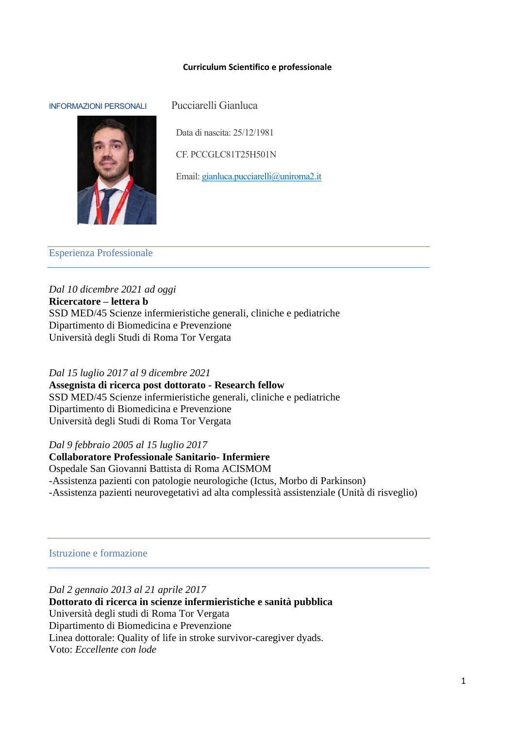# Curriculum Scientifico e professionale

## INFORMAZIONI PERSONALI

Pucciarelli Gianluca

Data di nascita: 25/12/1981

CF. PCCGLC81T25H501N

Email: gianluca.pucciarelli@uniroma2.it

## Esperienza Professionale

*Dal 10 dicembre 2021 ad oggi*
**Ricercatore – lettera b**
SSD MED/45 Scienze infermieristiche generali, cliniche e pediatriche
Dipartimento di Biomedicina e Prevenzione
Università degli Studi di Roma Tor Vergata

*Dal 15 luglio 2017 al 9 dicembre 2021*
**Assegnista di ricerca post dottorato - Research fellow**
SSD MED/45 Scienze infermieristiche generali, cliniche e pediatriche
Dipartimento di Biomedicina e Prevenzione
Università degli Studi di Roma Tor Vergata

*Dal 9 febbraio 2005 al 15 luglio 2017*
**Collaboratore Professionale Sanitario- Infermiere**
Ospedale San Giovanni Battista di Roma ACISMOM
-Assistenza pazienti con patologie neurologiche (Ictus, Morbo di Parkinson)
-Assistenza pazienti neurovegetativi ad alta complessità assistenziale (Unità di risveglio)

## Istruzione e formazione

*Dal 2 gennaio 2013 al 21 aprile 2017*
**Dottorato di ricerca in scienze infermieristiche e sanità pubblica**
Università degli studi di Roma Tor Vergata
Dipartimento di Biomedicina e Prevenzione
Linea dottorale: Quality of life in stroke survivor-caregiver dyads.
Voto: *Eccellente con lode*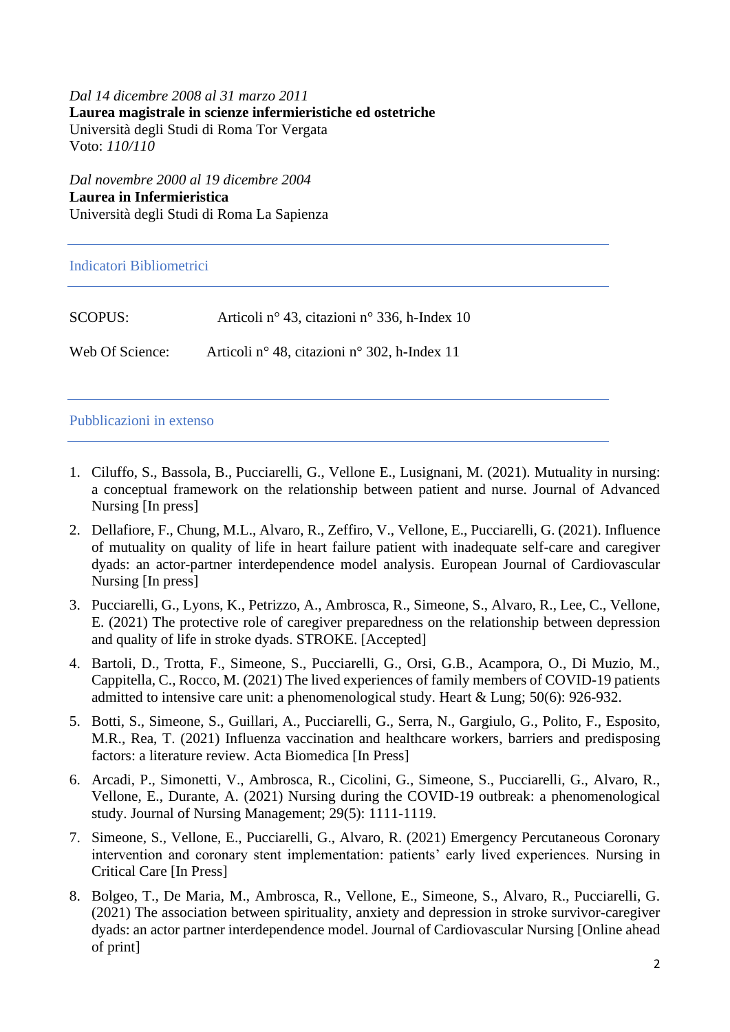*Dal 14 dicembre 2008 al 31 marzo 2011*
**Laurea magistrale in scienze infermieristiche ed ostetriche**
Università degli Studi di Roma Tor Vergata
Voto: *110/110*

*Dal novembre 2000 al 19 dicembre 2004*
**Laurea in Infermieristica**
Università degli Studi di Roma La Sapienza

## Indicatori Bibliometrici

| | |
|---|---|
| SCOPUS: | Articoli n° 43, citazioni n° 336, h-Index 10 |
| Web Of Science: | Articoli n° 48, citazioni n° 302, h-Index 11 |

## Pubblicazioni in extenso

1. Ciluffo, S., Bassola, B., Pucciarelli, G., Vellone E., Lusignani, M. (2021). Mutuality in nursing: a conceptual framework on the relationship between patient and nurse. Journal of Advanced Nursing [In press]
2. Dellafiore, F., Chung, M.L., Alvaro, R., Zeffiro, V., Vellone, E., Pucciarelli, G. (2021). Influence of mutuality on quality of life in heart failure patient with inadequate self-care and caregiver dyads: an actor-partner interdependence model analysis. European Journal of Cardiovascular Nursing [In press]
3. Pucciarelli, G., Lyons, K., Petrizzo, A., Ambrosca, R., Simeone, S., Alvaro, R., Lee, C., Vellone, E. (2021) The protective role of caregiver preparedness on the relationship between depression and quality of life in stroke dyads. STROKE. [Accepted]
4. Bartoli, D., Trotta, F., Simeone, S., Pucciarelli, G., Orsi, G.B., Acampora, O., Di Muzio, M., Cappitella, C., Rocco, M. (2021) The lived experiences of family members of COVID-19 patients admitted to intensive care unit: a phenomenological study. Heart & Lung; 50(6): 926-932.
5. Botti, S., Simeone, S., Guillari, A., Pucciarelli, G., Serra, N., Gargiulo, G., Polito, F., Esposito, M.R., Rea, T. (2021) Influenza vaccination and healthcare workers, barriers and predisposing factors: a literature review. Acta Biomedica [In Press]
6. Arcadi, P., Simonetti, V., Ambrosca, R., Cicolini, G., Simeone, S., Pucciarelli, G., Alvaro, R., Vellone, E., Durante, A. (2021) Nursing during the COVID-19 outbreak: a phenomenological study. Journal of Nursing Management; 29(5): 1111-1119.
7. Simeone, S., Vellone, E., Pucciarelli, G., Alvaro, R. (2021) Emergency Percutaneous Coronary intervention and coronary stent implementation: patients' early lived experiences. Nursing in Critical Care [In Press]
8. Bolgeo, T., De Maria, M., Ambrosca, R., Vellone, E., Simeone, S., Alvaro, R., Pucciarelli, G. (2021) The association between spirituality, anxiety and depression in stroke survivor-caregiver dyads: an actor partner interdependence model. Journal of Cardiovascular Nursing [Online ahead of print]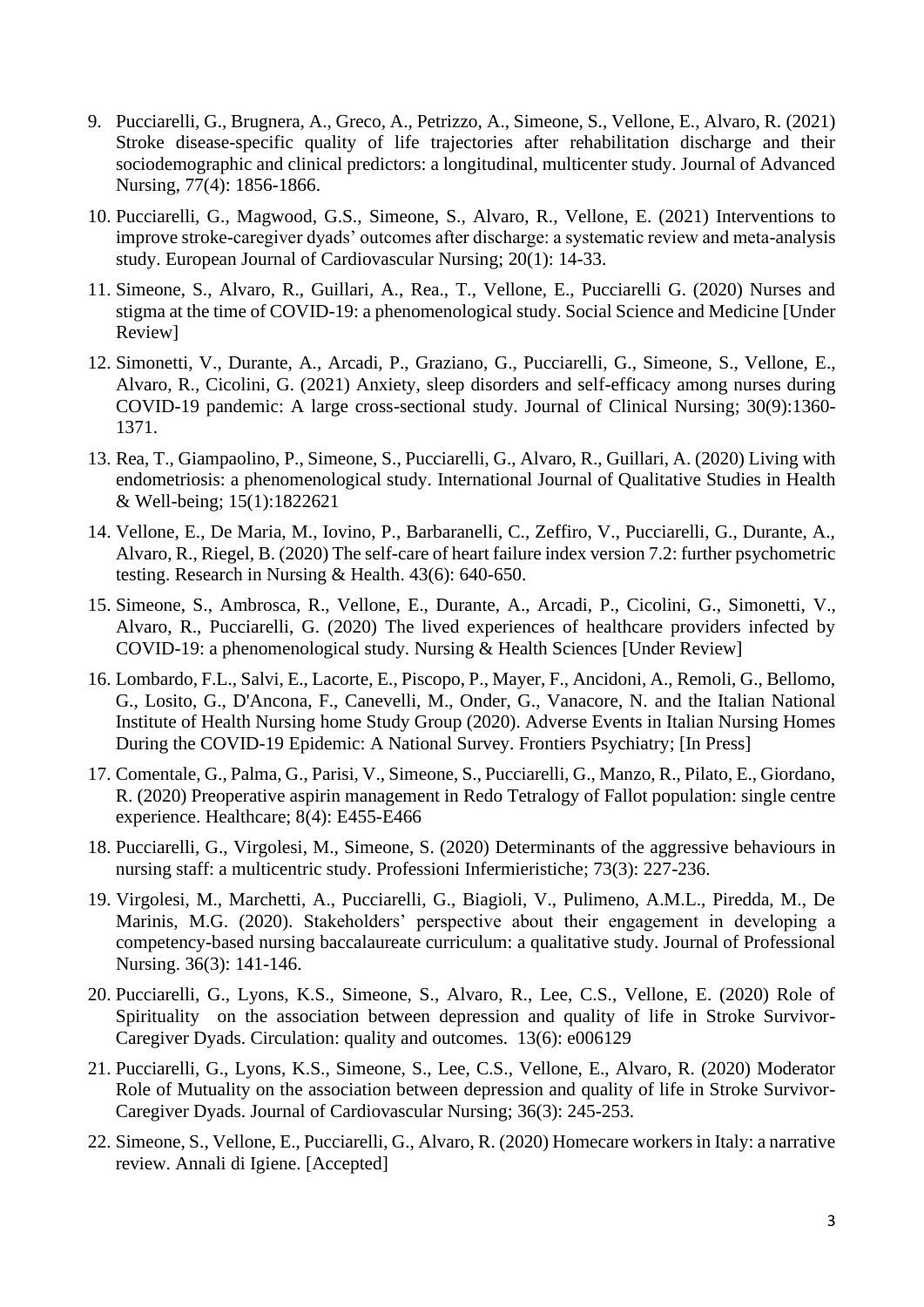9. Pucciarelli, G., Brugnera, A., Greco, A., Petrizzo, A., Simeone, S., Vellone, E., Alvaro, R. (2021) Stroke disease-specific quality of life trajectories after rehabilitation discharge and their sociodemographic and clinical predictors: a longitudinal, multicenter study. Journal of Advanced Nursing, 77(4): 1856-1866.
10. Pucciarelli, G., Magwood, G.S., Simeone, S., Alvaro, R., Vellone, E. (2021) Interventions to improve stroke-caregiver dyads' outcomes after discharge: a systematic review and meta-analysis study. European Journal of Cardiovascular Nursing; 20(1): 14-33.
11. Simeone, S., Alvaro, R., Guillari, A., Rea., T., Vellone, E., Pucciarelli G. (2020) Nurses and stigma at the time of COVID-19: a phenomenological study. Social Science and Medicine [Under Review]
12. Simonetti, V., Durante, A., Arcadi, P., Graziano, G., Pucciarelli, G., Simeone, S., Vellone, E., Alvaro, R., Cicolini, G. (2021) Anxiety, sleep disorders and self-efficacy among nurses during COVID-19 pandemic: A large cross-sectional study. Journal of Clinical Nursing; 30(9):1360-1371.
13. Rea, T., Giampaolino, P., Simeone, S., Pucciarelli, G., Alvaro, R., Guillari, A. (2020) Living with endometriosis: a phenomenological study. International Journal of Qualitative Studies in Health & Well-being; 15(1):1822621
14. Vellone, E., De Maria, M., Iovino, P., Barbaranelli, C., Zeffiro, V., Pucciarelli, G., Durante, A., Alvaro, R., Riegel, B. (2020) The self-care of heart failure index version 7.2: further psychometric testing. Research in Nursing & Health. 43(6): 640-650.
15. Simeone, S., Ambrosca, R., Vellone, E., Durante, A., Arcadi, P., Cicolini, G., Simonetti, V., Alvaro, R., Pucciarelli, G. (2020) The lived experiences of healthcare providers infected by COVID-19: a phenomenological study. Nursing & Health Sciences [Under Review]
16. Lombardo, F.L., Salvi, E., Lacorte, E., Piscopo, P., Mayer, F., Ancidoni, A., Remoli, G., Bellomo, G., Losito, G., D'Ancona, F., Canevelli, M., Onder, G., Vanacore, N. and the Italian National Institute of Health Nursing home Study Group (2020). Adverse Events in Italian Nursing Homes During the COVID-19 Epidemic: A National Survey. Frontiers Psychiatry; [In Press]
17. Comentale, G., Palma, G., Parisi, V., Simeone, S., Pucciarelli, G., Manzo, R., Pilato, E., Giordano, R. (2020) Preoperative aspirin management in Redo Tetralogy of Fallot population: single centre experience. Healthcare; 8(4): E455-E466
18. Pucciarelli, G., Virgolesi, M., Simeone, S. (2020) Determinants of the aggressive behaviours in nursing staff: a multicentric study. Professioni Infermieristiche; 73(3): 227-236.
19. Virgolesi, M., Marchetti, A., Pucciarelli, G., Biagioli, V., Pulimeno, A.M.L., Piredda, M., De Marinis, M.G. (2020). Stakeholders' perspective about their engagement in developing a competency-based nursing baccalaureate curriculum: a qualitative study. Journal of Professional Nursing. 36(3): 141-146.
20. Pucciarelli, G., Lyons, K.S., Simeone, S., Alvaro, R., Lee, C.S., Vellone, E. (2020) Role of Spirituality on the association between depression and quality of life in Stroke Survivor-Caregiver Dyads. Circulation: quality and outcomes. 13(6): e006129
21. Pucciarelli, G., Lyons, K.S., Simeone, S., Lee, C.S., Vellone, E., Alvaro, R. (2020) Moderator Role of Mutuality on the association between depression and quality of life in Stroke Survivor-Caregiver Dyads. Journal of Cardiovascular Nursing; 36(3): 245-253.
22. Simeone, S., Vellone, E., Pucciarelli, G., Alvaro, R. (2020) Homecare workers in Italy: a narrative review. Annali di Igiene. [Accepted]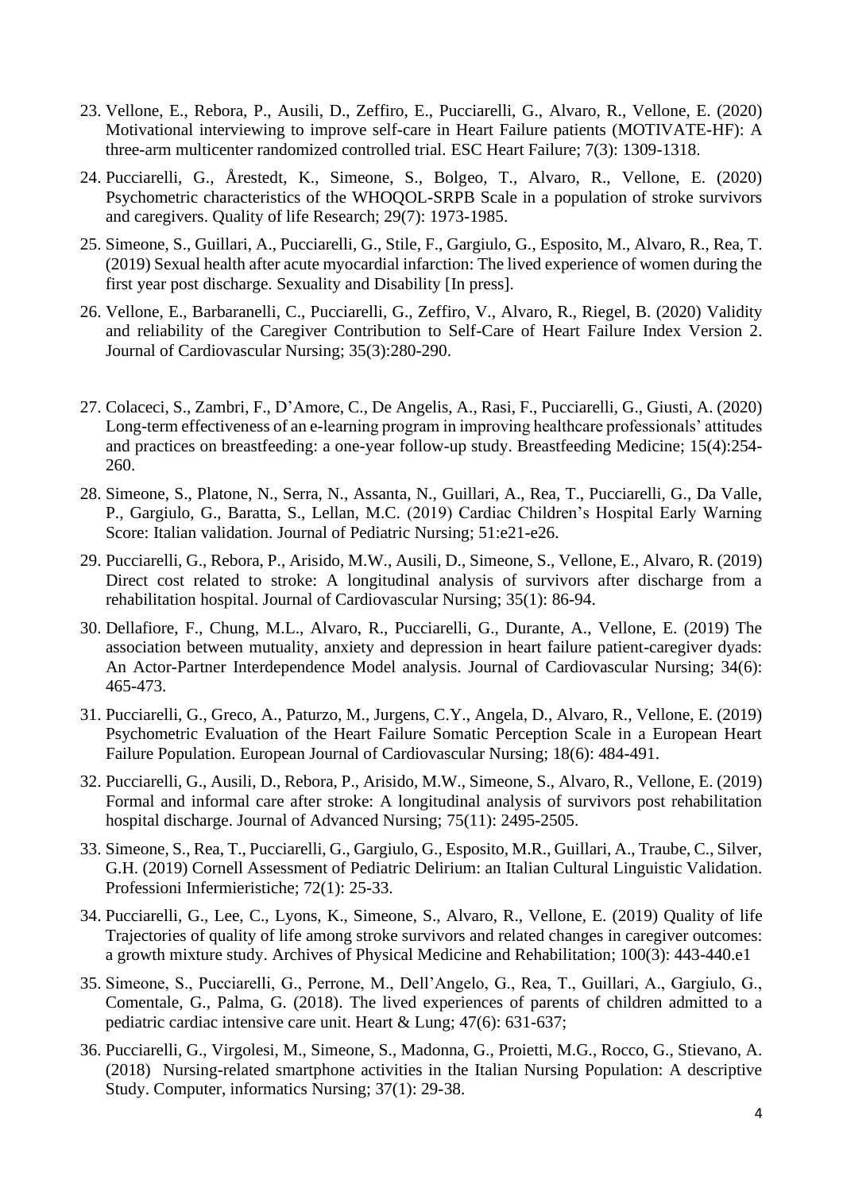23. Vellone, E., Rebora, P., Ausili, D., Zeffiro, E., Pucciarelli, G., Alvaro, R., Vellone, E. (2020) Motivational interviewing to improve self-care in Heart Failure patients (MOTIVATE-HF): A three-arm multicenter randomized controlled trial. ESC Heart Failure; 7(3): 1309-1318.
24. Pucciarelli, G., Årestedt, K., Simeone, S., Bolgeo, T., Alvaro, R., Vellone, E. (2020) Psychometric characteristics of the WHOQOL-SRPB Scale in a population of stroke survivors and caregivers. Quality of life Research; 29(7): 1973-1985.
25. Simeone, S., Guillari, A., Pucciarelli, G., Stile, F., Gargiulo, G., Esposito, M., Alvaro, R., Rea, T. (2019) Sexual health after acute myocardial infarction: The lived experience of women during the first year post discharge. Sexuality and Disability [In press].
26. Vellone, E., Barbaranelli, C., Pucciarelli, G., Zeffiro, V., Alvaro, R., Riegel, B. (2020) Validity and reliability of the Caregiver Contribution to Self-Care of Heart Failure Index Version 2. Journal of Cardiovascular Nursing; 35(3):280-290.
27. Colaceci, S., Zambri, F., D'Amore, C., De Angelis, A., Rasi, F., Pucciarelli, G., Giusti, A. (2020) Long-term effectiveness of an e-learning program in improving healthcare professionals' attitudes and practices on breastfeeding: a one-year follow-up study. Breastfeeding Medicine; 15(4):254-260.
28. Simeone, S., Platone, N., Serra, N., Assanta, N., Guillari, A., Rea, T., Pucciarelli, G., Da Valle, P., Gargiulo, G., Baratta, S., Lellan, M.C. (2019) Cardiac Children's Hospital Early Warning Score: Italian validation. Journal of Pediatric Nursing; 51:e21-e26.
29. Pucciarelli, G., Rebora, P., Arisido, M.W., Ausili, D., Simeone, S., Vellone, E., Alvaro, R. (2019) Direct cost related to stroke: A longitudinal analysis of survivors after discharge from a rehabilitation hospital. Journal of Cardiovascular Nursing; 35(1): 86-94.
30. Dellafiore, F., Chung, M.L., Alvaro, R., Pucciarelli, G., Durante, A., Vellone, E. (2019) The association between mutuality, anxiety and depression in heart failure patient-caregiver dyads: An Actor-Partner Interdependence Model analysis. Journal of Cardiovascular Nursing; 34(6): 465-473.
31. Pucciarelli, G., Greco, A., Paturzo, M., Jurgens, C.Y., Angela, D., Alvaro, R., Vellone, E. (2019) Psychometric Evaluation of the Heart Failure Somatic Perception Scale in a European Heart Failure Population. European Journal of Cardiovascular Nursing; 18(6): 484-491.
32. Pucciarelli, G., Ausili, D., Rebora, P., Arisido, M.W., Simeone, S., Alvaro, R., Vellone, E. (2019) Formal and informal care after stroke: A longitudinal analysis of survivors post rehabilitation hospital discharge. Journal of Advanced Nursing; 75(11): 2495-2505.
33. Simeone, S., Rea, T., Pucciarelli, G., Gargiulo, G., Esposito, M.R., Guillari, A., Traube, C., Silver, G.H. (2019) Cornell Assessment of Pediatric Delirium: an Italian Cultural Linguistic Validation. Professioni Infermieristiche; 72(1): 25-33.
34. Pucciarelli, G., Lee, C., Lyons, K., Simeone, S., Alvaro, R., Vellone, E. (2019) Quality of life Trajectories of quality of life among stroke survivors and related changes in caregiver outcomes: a growth mixture study. Archives of Physical Medicine and Rehabilitation; 100(3): 443-440.e1
35. Simeone, S., Pucciarelli, G., Perrone, M., Dell'Angelo, G., Rea, T., Guillari, A., Gargiulo, G., Comentale, G., Palma, G. (2018). The lived experiences of parents of children admitted to a pediatric cardiac intensive care unit. Heart & Lung; 47(6): 631-637;
36. Pucciarelli, G., Virgolesi, M., Simeone, S., Madonna, G., Proietti, M.G., Rocco, G., Stievano, A. (2018) Nursing-related smartphone activities in the Italian Nursing Population: A descriptive Study. Computer, informatics Nursing; 37(1): 29-38.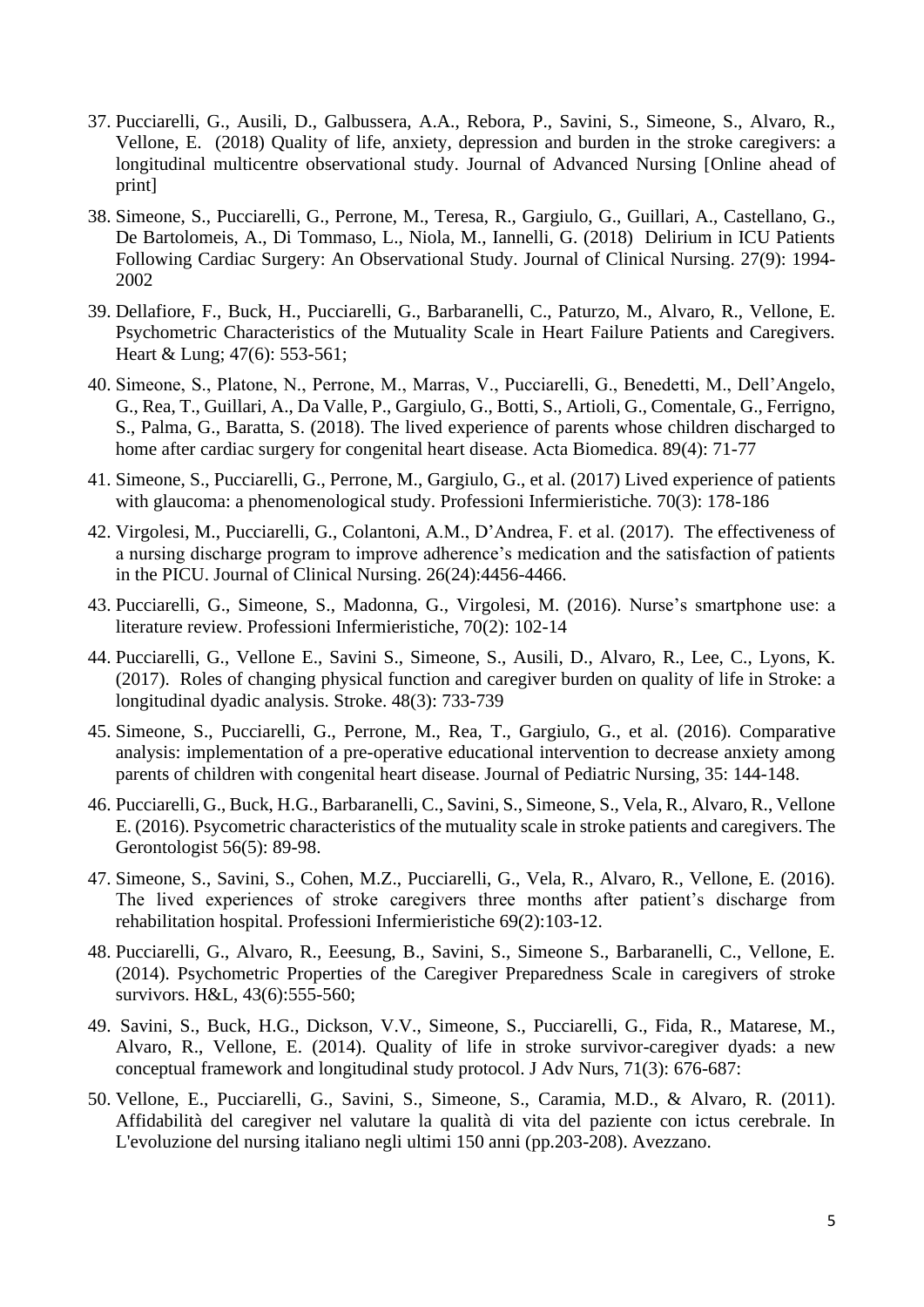37. Pucciarelli, G., Ausili, D., Galbussera, A.A., Rebora, P., Savini, S., Simeone, S., Alvaro, R., Vellone, E. (2018) Quality of life, anxiety, depression and burden in the stroke caregivers: a longitudinal multicentre observational study. Journal of Advanced Nursing [Online ahead of print]

38. Simeone, S., Pucciarelli, G., Perrone, M., Teresa, R., Gargiulo, G., Guillari, A., Castellano, G., De Bartolomeis, A., Di Tommaso, L., Niola, M., Iannelli, G. (2018) Delirium in ICU Patients Following Cardiac Surgery: An Observational Study. Journal of Clinical Nursing. 27(9): 1994-2002

39. Dellafiore, F., Buck, H., Pucciarelli, G., Barbaranelli, C., Paturzo, M., Alvaro, R., Vellone, E. Psychometric Characteristics of the Mutuality Scale in Heart Failure Patients and Caregivers. Heart & Lung; 47(6): 553-561;

40. Simeone, S., Platone, N., Perrone, M., Marras, V., Pucciarelli, G., Benedetti, M., Dell'Angelo, G., Rea, T., Guillari, A., Da Valle, P., Gargiulo, G., Botti, S., Artioli, G., Comentale, G., Ferrigno, S., Palma, G., Baratta, S. (2018). The lived experience of parents whose children discharged to home after cardiac surgery for congenital heart disease. Acta Biomedica. 89(4): 71-77

41. Simeone, S., Pucciarelli, G., Perrone, M., Gargiulo, G., et al. (2017) Lived experience of patients with glaucoma: a phenomenological study. Professioni Infermieristiche. 70(3): 178-186

42. Virgolesi, M., Pucciarelli, G., Colantoni, A.M., D'Andrea, F. et al. (2017). The effectiveness of a nursing discharge program to improve adherence's medication and the satisfaction of patients in the PICU. Journal of Clinical Nursing. 26(24):4456-4466.

43. Pucciarelli, G., Simeone, S., Madonna, G., Virgolesi, M. (2016). Nurse's smartphone use: a literature review. Professioni Infermieristiche, 70(2): 102-14

44. Pucciarelli, G., Vellone E., Savini S., Simeone, S., Ausili, D., Alvaro, R., Lee, C., Lyons, K. (2017). Roles of changing physical function and caregiver burden on quality of life in Stroke: a longitudinal dyadic analysis. Stroke. 48(3): 733-739

45. Simeone, S., Pucciarelli, G., Perrone, M., Rea, T., Gargiulo, G., et al. (2016). Comparative analysis: implementation of a pre-operative educational intervention to decrease anxiety among parents of children with congenital heart disease. Journal of Pediatric Nursing, 35: 144-148.

46. Pucciarelli, G., Buck, H.G., Barbaranelli, C., Savini, S., Simeone, S., Vela, R., Alvaro, R., Vellone E. (2016). Psycometric characteristics of the mutuality scale in stroke patients and caregivers. The Gerontologist 56(5): 89-98.

47. Simeone, S., Savini, S., Cohen, M.Z., Pucciarelli, G., Vela, R., Alvaro, R., Vellone, E. (2016). The lived experiences of stroke caregivers three months after patient's discharge from rehabilitation hospital. Professioni Infermieristiche 69(2):103-12.

48. Pucciarelli, G., Alvaro, R., Eeesung, B., Savini, S., Simeone S., Barbaranelli, C., Vellone, E. (2014). Psychometric Properties of the Caregiver Preparedness Scale in caregivers of stroke survivors. H&L, 43(6):555-560;

49. Savini, S., Buck, H.G., Dickson, V.V., Simeone, S., Pucciarelli, G., Fida, R., Matarese, M., Alvaro, R., Vellone, E. (2014). Quality of life in stroke survivor-caregiver dyads: a new conceptual framework and longitudinal study protocol. J Adv Nurs, 71(3): 676-687:

50. Vellone, E., Pucciarelli, G., Savini, S., Simeone, S., Caramia, M.D., & Alvaro, R. (2011). Affidabilità del caregiver nel valutare la qualità di vita del paziente con ictus cerebrale. In L'evoluzione del nursing italiano negli ultimi 150 anni (pp.203-208). Avezzano.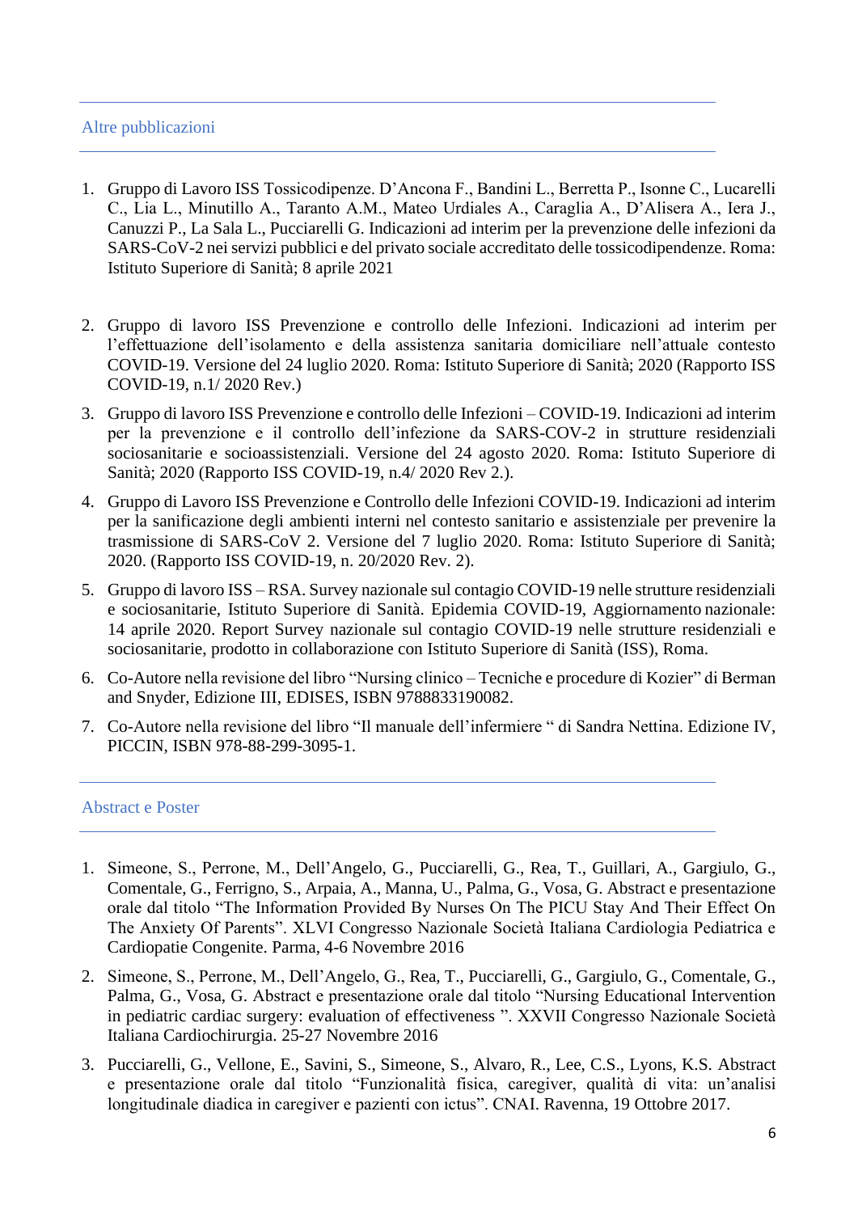## Altre pubblicazioni

1. Gruppo di Lavoro ISS Tossicodipenze. D'Ancona F., Bandini L., Berretta P., Isonne C., Lucarelli C., Lia L., Minutillo A., Taranto A.M., Mateo Urdiales A., Caraglia A., D'Alisera A., Iera J., Canuzzi P., La Sala L., Pucciarelli G. Indicazioni ad interim per la prevenzione delle infezioni da SARS-CoV-2 nei servizi pubblici e del privato sociale accreditato delle tossicodipendenze. Roma: Istituto Superiore di Sanità; 8 aprile 2021

2. Gruppo di lavoro ISS Prevenzione e controllo delle Infezioni. Indicazioni ad interim per l'effettuazione dell'isolamento e della assistenza sanitaria domiciliare nell'attuale contesto COVID-19. Versione del 24 luglio 2020. Roma: Istituto Superiore di Sanità; 2020 (Rapporto ISS COVID-19, n.1/ 2020 Rev.)
3. Gruppo di lavoro ISS Prevenzione e controllo delle Infezioni – COVID-19. Indicazioni ad interim per la prevenzione e il controllo dell'infezione da SARS-COV-2 in strutture residenziali sociosanitarie e socioassistenziali. Versione del 24 agosto 2020. Roma: Istituto Superiore di Sanità; 2020 (Rapporto ISS COVID-19, n.4/ 2020 Rev 2.).
4. Gruppo di Lavoro ISS Prevenzione e Controllo delle Infezioni COVID-19. Indicazioni ad interim per la sanificazione degli ambienti interni nel contesto sanitario e assistenziale per prevenire la trasmissione di SARS-CoV 2. Versione del 7 luglio 2020. Roma: Istituto Superiore di Sanità; 2020. (Rapporto ISS COVID-19, n. 20/2020 Rev. 2).
5. Gruppo di lavoro ISS – RSA. Survey nazionale sul contagio COVID-19 nelle strutture residenziali e sociosanitarie, Istituto Superiore di Sanità. Epidemia COVID-19, Aggiornamento nazionale: 14 aprile 2020. Report Survey nazionale sul contagio COVID-19 nelle strutture residenziali e sociosanitarie, prodotto in collaborazione con Istituto Superiore di Sanità (ISS), Roma.
6. Co-Autore nella revisione del libro "Nursing clinico – Tecniche e procedure di Kozier" di Berman and Snyder, Edizione III, EDISES, ISBN 9788833190082.
7. Co-Autore nella revisione del libro "Il manuale dell'infermiere " di Sandra Nettina. Edizione IV, PICCIN, ISBN 978-88-299-3095-1.

## Abstract e Poster

1. Simeone, S., Perrone, M., Dell'Angelo, G., Pucciarelli, G., Rea, T., Guillari, A., Gargiulo, G., Comentale, G., Ferrigno, S., Arpaia, A., Manna, U., Palma, G., Vosa, G. Abstract e presentazione orale dal titolo "The Information Provided By Nurses On The PICU Stay And Their Effect On The Anxiety Of Parents". XLVI Congresso Nazionale Società Italiana Cardiologia Pediatrica e Cardiopatie Congenite. Parma, 4-6 Novembre 2016
2. Simeone, S., Perrone, M., Dell'Angelo, G., Rea, T., Pucciarelli, G., Gargiulo, G., Comentale, G., Palma, G., Vosa, G. Abstract e presentazione orale dal titolo "Nursing Educational Intervention in pediatric cardiac surgery: evaluation of effectiveness ". XXVII Congresso Nazionale Società Italiana Cardiochirurgia. 25-27 Novembre 2016
3. Pucciarelli, G., Vellone, E., Savini, S., Simeone, S., Alvaro, R., Lee, C.S., Lyons, K.S. Abstract e presentazione orale dal titolo "Funzionalità fisica, caregiver, qualità di vita: un'analisi longitudinale diadica in caregiver e pazienti con ictus". CNAI. Ravenna, 19 Ottobre 2017.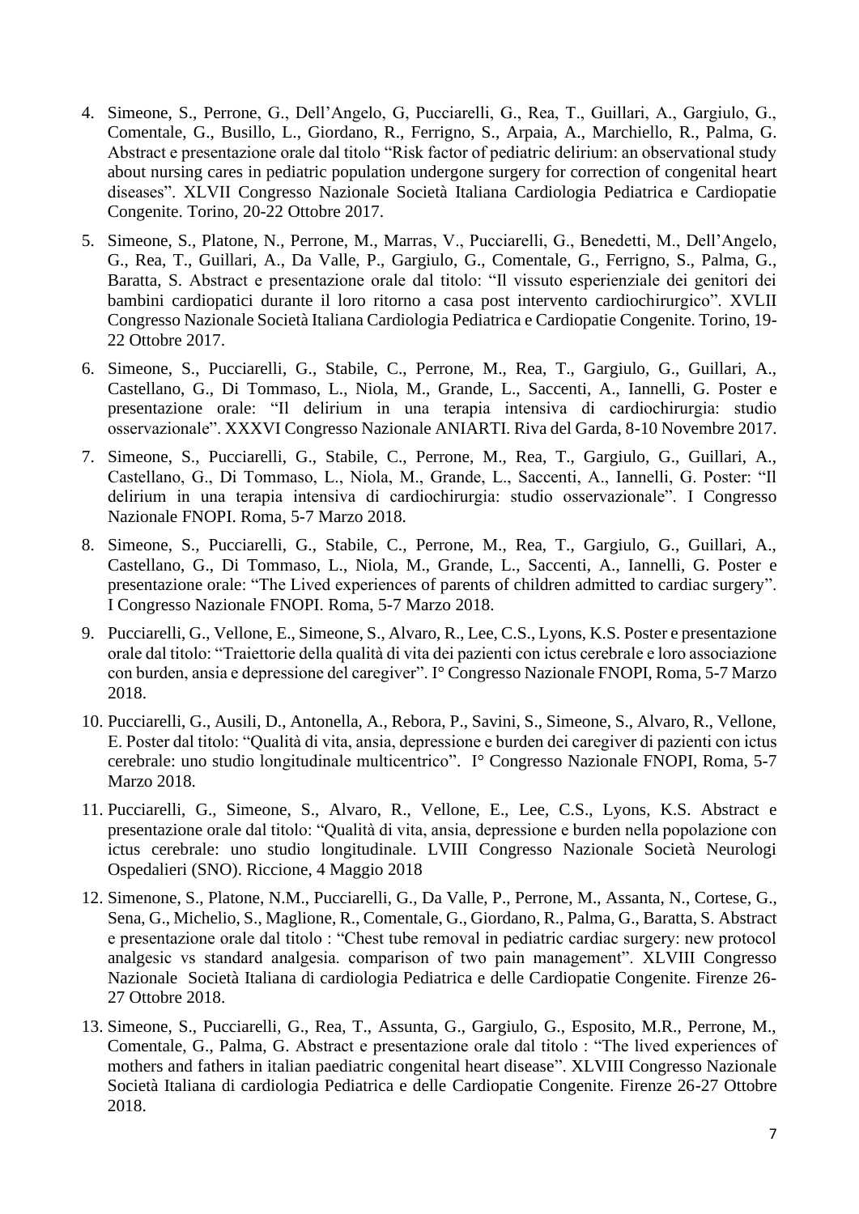4. Simeone, S., Perrone, G., Dell'Angelo, G, Pucciarelli, G., Rea, T., Guillari, A., Gargiulo, G., Comentale, G., Busillo, L., Giordano, R., Ferrigno, S., Arpaia, A., Marchiello, R., Palma, G. Abstract e presentazione orale dal titolo "Risk factor of pediatric delirium: an observational study about nursing cares in pediatric population undergone surgery for correction of congenital heart diseases". XLVII Congresso Nazionale Società Italiana Cardiologia Pediatrica e Cardiopatie Congenite. Torino, 20-22 Ottobre 2017.

5. Simeone, S., Platone, N., Perrone, M., Marras, V., Pucciarelli, G., Benedetti, M., Dell'Angelo, G., Rea, T., Guillari, A., Da Valle, P., Gargiulo, G., Comentale, G., Ferrigno, S., Palma, G., Baratta, S. Abstract e presentazione orale dal titolo: "Il vissuto esperienziale dei genitori dei bambini cardiopatici durante il loro ritorno a casa post intervento cardiochirurgico". XVLII Congresso Nazionale Società Italiana Cardiologia Pediatrica e Cardiopatie Congenite. Torino, 19-22 Ottobre 2017.

6. Simeone, S., Pucciarelli, G., Stabile, C., Perrone, M., Rea, T., Gargiulo, G., Guillari, A., Castellano, G., Di Tommaso, L., Niola, M., Grande, L., Saccenti, A., Iannelli, G. Poster e presentazione orale: "Il delirium in una terapia intensiva di cardiochirurgia: studio osservazionale". XXXVI Congresso Nazionale ANIARTI. Riva del Garda, 8-10 Novembre 2017.

7. Simeone, S., Pucciarelli, G., Stabile, C., Perrone, M., Rea, T., Gargiulo, G., Guillari, A., Castellano, G., Di Tommaso, L., Niola, M., Grande, L., Saccenti, A., Iannelli, G. Poster: "Il delirium in una terapia intensiva di cardiochirurgia: studio osservazionale". I Congresso Nazionale FNOPI. Roma, 5-7 Marzo 2018.

8. Simeone, S., Pucciarelli, G., Stabile, C., Perrone, M., Rea, T., Gargiulo, G., Guillari, A., Castellano, G., Di Tommaso, L., Niola, M., Grande, L., Saccenti, A., Iannelli, G. Poster e presentazione orale: "The Lived experiences of parents of children admitted to cardiac surgery". I Congresso Nazionale FNOPI. Roma, 5-7 Marzo 2018.

9. Pucciarelli, G., Vellone, E., Simeone, S., Alvaro, R., Lee, C.S., Lyons, K.S. Poster e presentazione orale dal titolo: "Traiettorie della qualità di vita dei pazienti con ictus cerebrale e loro associazione con burden, ansia e depressione del caregiver". I° Congresso Nazionale FNOPI, Roma, 5-7 Marzo 2018.

10. Pucciarelli, G., Ausili, D., Antonella, A., Rebora, P., Savini, S., Simeone, S., Alvaro, R., Vellone, E. Poster dal titolo: "Qualità di vita, ansia, depressione e burden dei caregiver di pazienti con ictus cerebrale: uno studio longitudinale multicentrico". I° Congresso Nazionale FNOPI, Roma, 5-7 Marzo 2018.

11. Pucciarelli, G., Simeone, S., Alvaro, R., Vellone, E., Lee, C.S., Lyons, K.S. Abstract e presentazione orale dal titolo: "Qualità di vita, ansia, depressione e burden nella popolazione con ictus cerebrale: uno studio longitudinale. LVIII Congresso Nazionale Società Neurologi Ospedalieri (SNO). Riccione, 4 Maggio 2018

12. Simenone, S., Platone, N.M., Pucciarelli, G., Da Valle, P., Perrone, M., Assanta, N., Cortese, G., Sena, G., Michelio, S., Maglione, R., Comentale, G., Giordano, R., Palma, G., Baratta, S. Abstract e presentazione orale dal titolo : "Chest tube removal in pediatric cardiac surgery: new protocol analgesic vs standard analgesia. comparison of two pain management". XLVIII Congresso Nazionale Società Italiana di cardiologia Pediatrica e delle Cardiopatie Congenite. Firenze 26-27 Ottobre 2018.

13. Simeone, S., Pucciarelli, G., Rea, T., Assunta, G., Gargiulo, G., Esposito, M.R., Perrone, M., Comentale, G., Palma, G. Abstract e presentazione orale dal titolo : "The lived experiences of mothers and fathers in italian paediatric congenital heart disease". XLVIII Congresso Nazionale Società Italiana di cardiologia Pediatrica e delle Cardiopatie Congenite. Firenze 26-27 Ottobre 2018.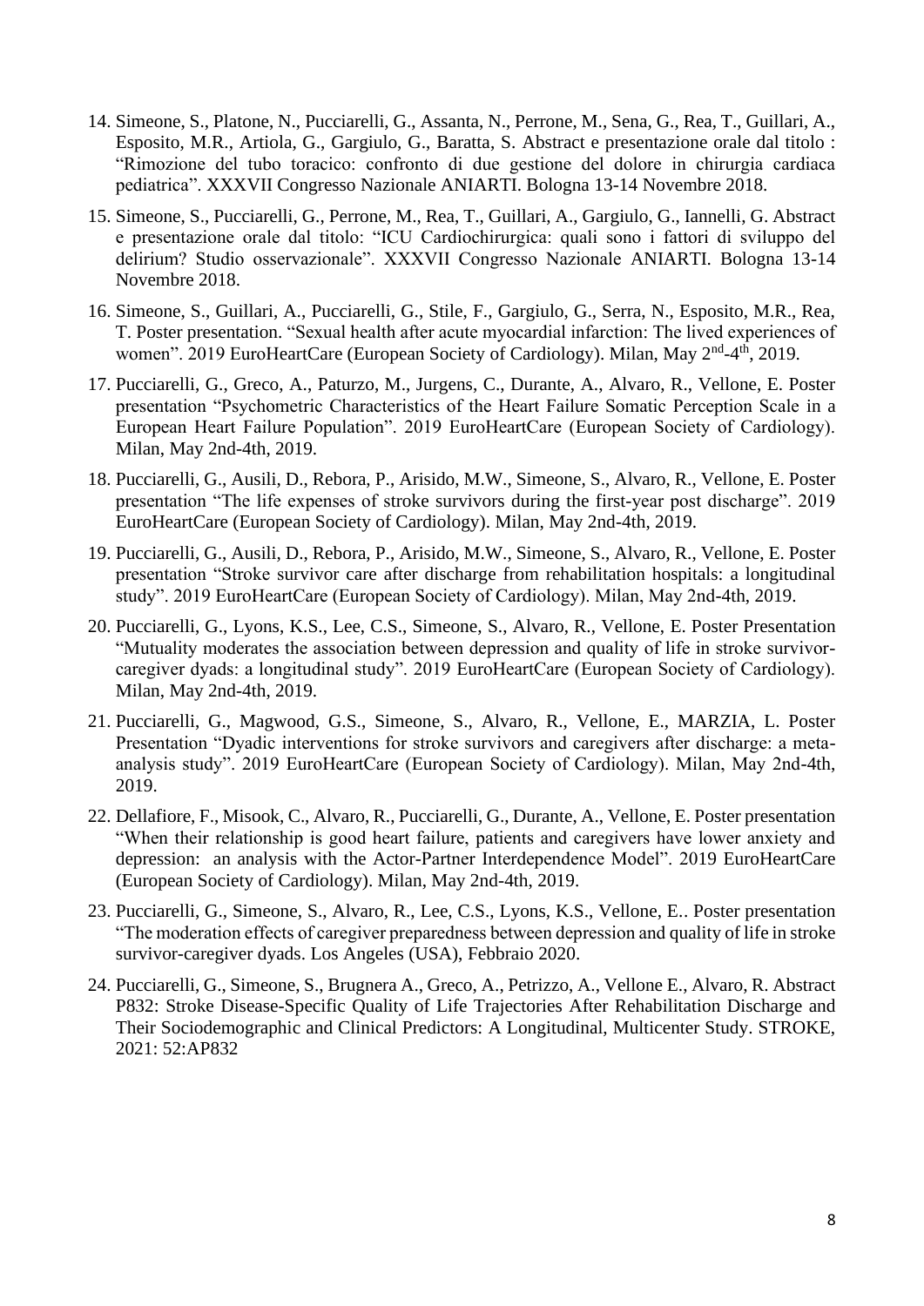14. Simeone, S., Platone, N., Pucciarelli, G., Assanta, N., Perrone, M., Sena, G., Rea, T., Guillari, A., Esposito, M.R., Artiola, G., Gargiulo, G., Baratta, S. Abstract e presentazione orale dal titolo : "Rimozione del tubo toracico: confronto di due gestione del dolore in chirurgia cardiaca pediatrica". XXXVII Congresso Nazionale ANIARTI. Bologna 13-14 Novembre 2018.

15. Simeone, S., Pucciarelli, G., Perrone, M., Rea, T., Guillari, A., Gargiulo, G., Iannelli, G. Abstract e presentazione orale dal titolo: "ICU Cardiochirurgica: quali sono i fattori di sviluppo del delirium? Studio osservazionale". XXXVII Congresso Nazionale ANIARTI. Bologna 13-14 Novembre 2018.

16. Simeone, S., Guillari, A., Pucciarelli, G., Stile, F., Gargiulo, G., Serra, N., Esposito, M.R., Rea, T. Poster presentation. "Sexual health after acute myocardial infarction: The lived experiences of women". 2019 EuroHeartCare (European Society of Cardiology). Milan, May 2nd-4th, 2019.

17. Pucciarelli, G., Greco, A., Paturzo, M., Jurgens, C., Durante, A., Alvaro, R., Vellone, E. Poster presentation "Psychometric Characteristics of the Heart Failure Somatic Perception Scale in a European Heart Failure Population". 2019 EuroHeartCare (European Society of Cardiology). Milan, May 2nd-4th, 2019.

18. Pucciarelli, G., Ausili, D., Rebora, P., Arisido, M.W., Simeone, S., Alvaro, R., Vellone, E. Poster presentation "The life expenses of stroke survivors during the first-year post discharge". 2019 EuroHeartCare (European Society of Cardiology). Milan, May 2nd-4th, 2019.

19. Pucciarelli, G., Ausili, D., Rebora, P., Arisido, M.W., Simeone, S., Alvaro, R., Vellone, E. Poster presentation "Stroke survivor care after discharge from rehabilitation hospitals: a longitudinal study". 2019 EuroHeartCare (European Society of Cardiology). Milan, May 2nd-4th, 2019.

20. Pucciarelli, G., Lyons, K.S., Lee, C.S., Simeone, S., Alvaro, R., Vellone, E. Poster Presentation "Mutuality moderates the association between depression and quality of life in stroke survivor-caregiver dyads: a longitudinal study". 2019 EuroHeartCare (European Society of Cardiology). Milan, May 2nd-4th, 2019.

21. Pucciarelli, G., Magwood, G.S., Simeone, S., Alvaro, R., Vellone, E., MARZIA, L. Poster Presentation "Dyadic interventions for stroke survivors and caregivers after discharge: a meta-analysis study". 2019 EuroHeartCare (European Society of Cardiology). Milan, May 2nd-4th, 2019.

22. Dellafiore, F., Misook, C., Alvaro, R., Pucciarelli, G., Durante, A., Vellone, E. Poster presentation "When their relationship is good heart failure, patients and caregivers have lower anxiety and depression: an analysis with the Actor-Partner Interdependence Model". 2019 EuroHeartCare (European Society of Cardiology). Milan, May 2nd-4th, 2019.

23. Pucciarelli, G., Simeone, S., Alvaro, R., Lee, C.S., Lyons, K.S., Vellone, E.. Poster presentation "The moderation effects of caregiver preparedness between depression and quality of life in stroke survivor-caregiver dyads. Los Angeles (USA), Febbraio 2020.

24. Pucciarelli, G., Simeone, S., Brugnera A., Greco, A., Petrizzo, A., Vellone E., Alvaro, R. Abstract P832: Stroke Disease-Specific Quality of Life Trajectories After Rehabilitation Discharge and Their Sociodemographic and Clinical Predictors: A Longitudinal, Multicenter Study. STROKE, 2021: 52:AP832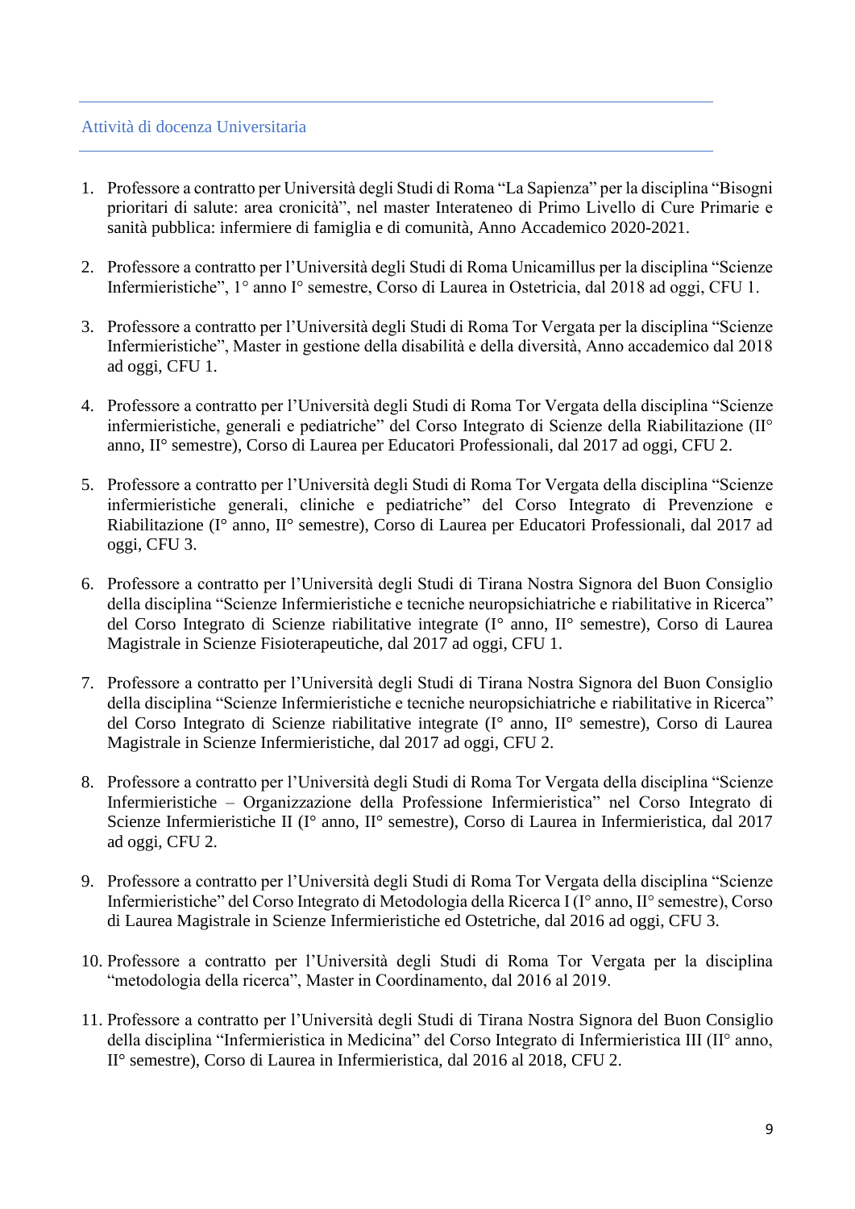## Attività di docenza Universitaria

1. Professore a contratto per Università degli Studi di Roma "La Sapienza" per la disciplina "Bisogni prioritari di salute: area cronicità", nel master Interateneo di Primo Livello di Cure Primarie e sanità pubblica: infermiere di famiglia e di comunità, Anno Accademico 2020-2021.

2. Professore a contratto per l'Università degli Studi di Roma Unicamillus per la disciplina "Scienze Infermieristiche", 1° anno I° semestre, Corso di Laurea in Ostetricia, dal 2018 ad oggi, CFU 1.

3. Professore a contratto per l'Università degli Studi di Roma Tor Vergata per la disciplina "Scienze Infermieristiche", Master in gestione della disabilità e della diversità, Anno accademico dal 2018 ad oggi, CFU 1.

4. Professore a contratto per l'Università degli Studi di Roma Tor Vergata della disciplina "Scienze infermieristiche, generali e pediatriche" del Corso Integrato di Scienze della Riabilitazione (II° anno, II° semestre), Corso di Laurea per Educatori Professionali, dal 2017 ad oggi, CFU 2.

5. Professore a contratto per l'Università degli Studi di Roma Tor Vergata della disciplina "Scienze infermieristiche generali, cliniche e pediatriche" del Corso Integrato di Prevenzione e Riabilitazione (I° anno, II° semestre), Corso di Laurea per Educatori Professionali, dal 2017 ad oggi, CFU 3.

6. Professore a contratto per l'Università degli Studi di Tirana Nostra Signora del Buon Consiglio della disciplina "Scienze Infermieristiche e tecniche neuropsichiatriche e riabilitative in Ricerca" del Corso Integrato di Scienze riabilitative integrate (I° anno, II° semestre), Corso di Laurea Magistrale in Scienze Fisioterapeutiche, dal 2017 ad oggi, CFU 1.

7. Professore a contratto per l'Università degli Studi di Tirana Nostra Signora del Buon Consiglio della disciplina "Scienze Infermieristiche e tecniche neuropsichiatriche e riabilitative in Ricerca" del Corso Integrato di Scienze riabilitative integrate (I° anno, II° semestre), Corso di Laurea Magistrale in Scienze Infermieristiche, dal 2017 ad oggi, CFU 2.

8. Professore a contratto per l'Università degli Studi di Roma Tor Vergata della disciplina "Scienze Infermieristiche – Organizzazione della Professione Infermieristica" nel Corso Integrato di Scienze Infermieristiche II (I° anno, II° semestre), Corso di Laurea in Infermieristica, dal 2017 ad oggi, CFU 2.

9. Professore a contratto per l'Università degli Studi di Roma Tor Vergata della disciplina "Scienze Infermieristiche" del Corso Integrato di Metodologia della Ricerca I (I° anno, II° semestre), Corso di Laurea Magistrale in Scienze Infermieristiche ed Ostetriche, dal 2016 ad oggi, CFU 3.

10. Professore a contratto per l'Università degli Studi di Roma Tor Vergata per la disciplina "metodologia della ricerca", Master in Coordinamento, dal 2016 al 2019.

11. Professore a contratto per l'Università degli Studi di Tirana Nostra Signora del Buon Consiglio della disciplina "Infermieristica in Medicina" del Corso Integrato di Infermieristica III (II° anno, II° semestre), Corso di Laurea in Infermieristica, dal 2016 al 2018, CFU 2.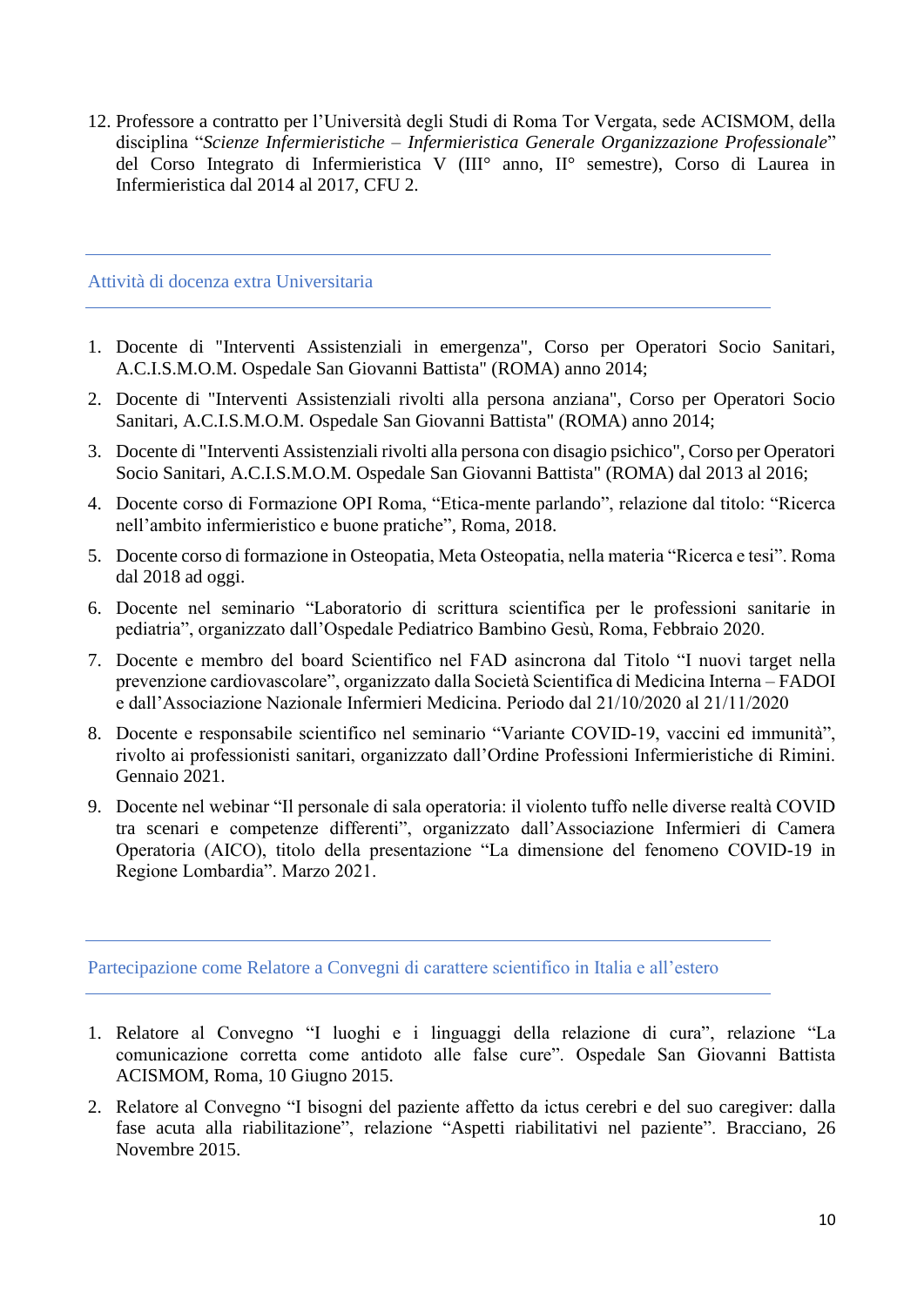12. Professore a contratto per l'Università degli Studi di Roma Tor Vergata, sede ACISMOM, della disciplina "*Scienze Infermieristiche – Infermieristica Generale Organizzazione Professionale*" del Corso Integrato di Infermieristica V (III° anno, II° semestre), Corso di Laurea in Infermieristica dal 2014 al 2017, CFU 2.

## Attività di docenza extra Universitaria

1. Docente di "Interventi Assistenziali in emergenza", Corso per Operatori Socio Sanitari, A.C.I.S.M.O.M. Ospedale San Giovanni Battista" (ROMA) anno 2014;
2. Docente di "Interventi Assistenziali rivolti alla persona anziana", Corso per Operatori Socio Sanitari, A.C.I.S.M.O.M. Ospedale San Giovanni Battista" (ROMA) anno 2014;
3. Docente di "Interventi Assistenziali rivolti alla persona con disagio psichico", Corso per Operatori Socio Sanitari, A.C.I.S.M.O.M. Ospedale San Giovanni Battista" (ROMA) dal 2013 al 2016;
4. Docente corso di Formazione OPI Roma, "Etica-mente parlando", relazione dal titolo: "Ricerca nell'ambito infermieristico e buone pratiche", Roma, 2018.
5. Docente corso di formazione in Osteopatia, Meta Osteopatia, nella materia "Ricerca e tesi". Roma dal 2018 ad oggi.
6. Docente nel seminario "Laboratorio di scrittura scientifica per le professioni sanitarie in pediatria", organizzato dall'Ospedale Pediatrico Bambino Gesù, Roma, Febbraio 2020.
7. Docente e membro del board Scientifico nel FAD asincrona dal Titolo "I nuovi target nella prevenzione cardiovascolare", organizzato dalla Società Scientifica di Medicina Interna – FADOI e dall'Associazione Nazionale Infermieri Medicina. Periodo dal 21/10/2020 al 21/11/2020
8. Docente e responsabile scientifico nel seminario "Variante COVID-19, vaccini ed immunità", rivolto ai professionisti sanitari, organizzato dall'Ordine Professioni Infermieristiche di Rimini. Gennaio 2021.
9. Docente nel webinar "Il personale di sala operatoria: il violento tuffo nelle diverse realtà COVID tra scenari e competenze differenti", organizzato dall'Associazione Infermieri di Camera Operatoria (AICO), titolo della presentazione "La dimensione del fenomeno COVID-19 in Regione Lombardia". Marzo 2021.

## Partecipazione come Relatore a Convegni di carattere scientifico in Italia e all'estero

1. Relatore al Convegno "I luoghi e i linguaggi della relazione di cura", relazione "La comunicazione corretta come antidoto alle false cure". Ospedale San Giovanni Battista ACISMOM, Roma, 10 Giugno 2015.
2. Relatore al Convegno "I bisogni del paziente affetto da ictus cerebri e del suo caregiver: dalla fase acuta alla riabilitazione", relazione "Aspetti riabilitativi nel paziente". Bracciano, 26 Novembre 2015.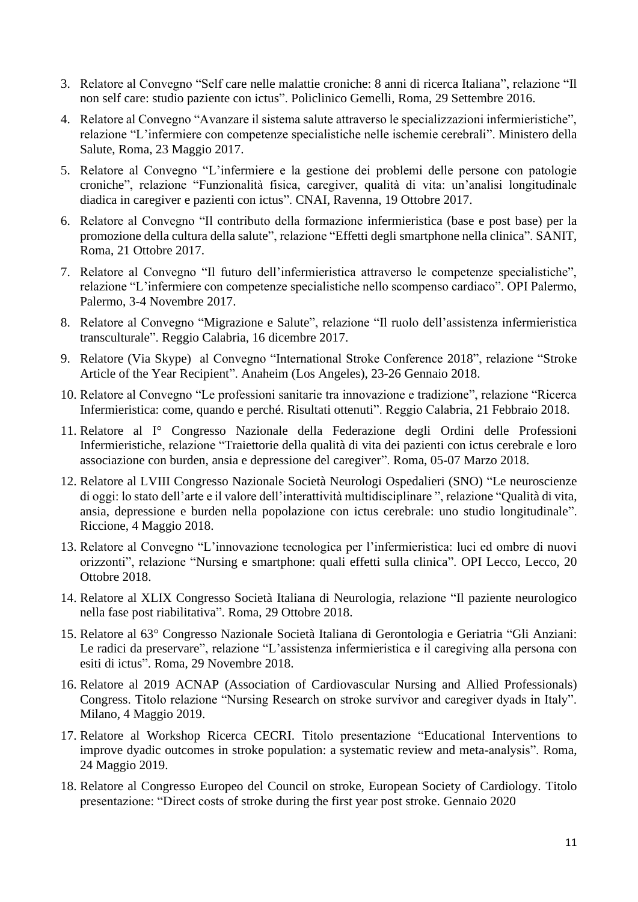3. Relatore al Convegno "Self care nelle malattie croniche: 8 anni di ricerca Italiana", relazione "Il non self care: studio paziente con ictus". Policlinico Gemelli, Roma, 29 Settembre 2016.
4. Relatore al Convegno "Avanzare il sistema salute attraverso le specializzazioni infermieristiche", relazione "L'infermiere con competenze specialistiche nelle ischemie cerebrali". Ministero della Salute, Roma, 23 Maggio 2017.
5. Relatore al Convegno "L'infermiere e la gestione dei problemi delle persone con patologie croniche", relazione "Funzionalità fisica, caregiver, qualità di vita: un'analisi longitudinale diadica in caregiver e pazienti con ictus". CNAI, Ravenna, 19 Ottobre 2017.
6. Relatore al Convegno "Il contributo della formazione infermieristica (base e post base) per la promozione della cultura della salute", relazione "Effetti degli smartphone nella clinica". SANIT, Roma, 21 Ottobre 2017.
7. Relatore al Convegno "Il futuro dell'infermieristica attraverso le competenze specialistiche", relazione "L'infermiere con competenze specialistiche nello scompenso cardiaco". OPI Palermo, Palermo, 3-4 Novembre 2017.
8. Relatore al Convegno "Migrazione e Salute", relazione "Il ruolo dell'assistenza infermieristica transculturale". Reggio Calabria, 16 dicembre 2017.
9. Relatore (Via Skype) al Convegno "International Stroke Conference 2018", relazione "Stroke Article of the Year Recipient". Anaheim (Los Angeles), 23-26 Gennaio 2018.
10. Relatore al Convegno "Le professioni sanitarie tra innovazione e tradizione", relazione "Ricerca Infermieristica: come, quando e perché. Risultati ottenuti". Reggio Calabria, 21 Febbraio 2018.
11. Relatore al I° Congresso Nazionale della Federazione degli Ordini delle Professioni Infermieristiche, relazione "Traiettorie della qualità di vita dei pazienti con ictus cerebrale e loro associazione con burden, ansia e depressione del caregiver". Roma, 05-07 Marzo 2018.
12. Relatore al LVIII Congresso Nazionale Società Neurologi Ospedalieri (SNO) "Le neuroscienze di oggi: lo stato dell'arte e il valore dell'interattività multidisciplinare ", relazione "Qualità di vita, ansia, depressione e burden nella popolazione con ictus cerebrale: uno studio longitudinale". Riccione, 4 Maggio 2018.
13. Relatore al Convegno "L'innovazione tecnologica per l'infermieristica: luci ed ombre di nuovi orizzonti", relazione "Nursing e smartphone: quali effetti sulla clinica". OPI Lecco, Lecco, 20 Ottobre 2018.
14. Relatore al XLIX Congresso Società Italiana di Neurologia, relazione "Il paziente neurologico nella fase post riabilitativa". Roma, 29 Ottobre 2018.
15. Relatore al 63° Congresso Nazionale Società Italiana di Gerontologia e Geriatria "Gli Anziani: Le radici da preservare", relazione "L'assistenza infermieristica e il caregiving alla persona con esiti di ictus". Roma, 29 Novembre 2018.
16. Relatore al 2019 ACNAP (Association of Cardiovascular Nursing and Allied Professionals) Congress. Titolo relazione "Nursing Research on stroke survivor and caregiver dyads in Italy". Milano, 4 Maggio 2019.
17. Relatore al Workshop Ricerca CECRI. Titolo presentazione "Educational Interventions to improve dyadic outcomes in stroke population: a systematic review and meta-analysis". Roma, 24 Maggio 2019.
18. Relatore al Congresso Europeo del Council on stroke, European Society of Cardiology. Titolo presentazione: "Direct costs of stroke during the first year post stroke. Gennaio 2020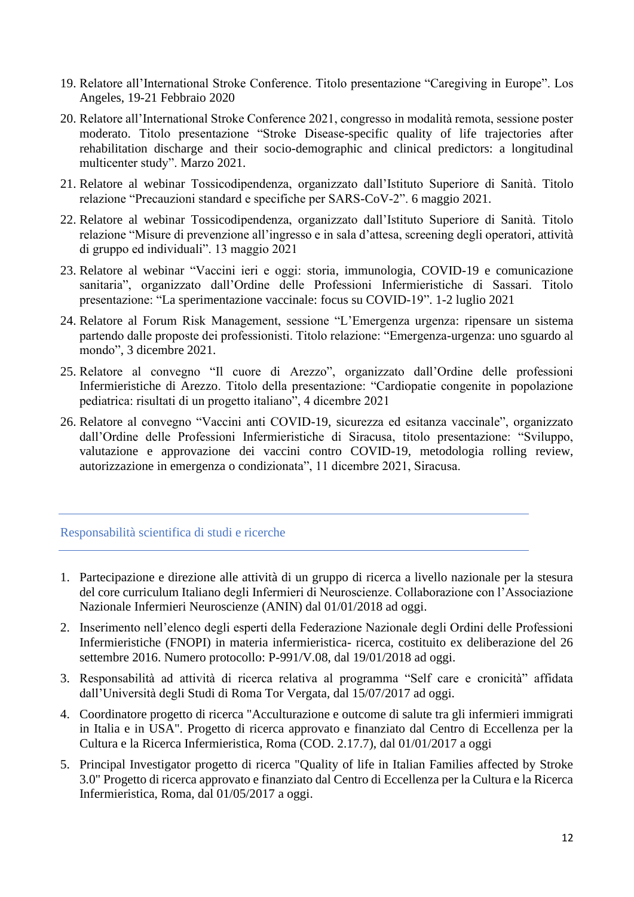19. Relatore all'International Stroke Conference. Titolo presentazione "Caregiving in Europe". Los Angeles, 19-21 Febbraio 2020
20. Relatore all'International Stroke Conference 2021, congresso in modalità remota, sessione poster moderato. Titolo presentazione "Stroke Disease-specific quality of life trajectories after rehabilitation discharge and their socio-demographic and clinical predictors: a longitudinal multicenter study". Marzo 2021.
21. Relatore al webinar Tossicodipendenza, organizzato dall'Istituto Superiore di Sanità. Titolo relazione "Precauzioni standard e specifiche per SARS-CoV-2". 6 maggio 2021.
22. Relatore al webinar Tossicodipendenza, organizzato dall'Istituto Superiore di Sanità. Titolo relazione "Misure di prevenzione all'ingresso e in sala d'attesa, screening degli operatori, attività di gruppo ed individuali". 13 maggio 2021
23. Relatore al webinar "Vaccini ieri e oggi: storia, immunologia, COVID-19 e comunicazione sanitaria", organizzato dall'Ordine delle Professioni Infermieristiche di Sassari. Titolo presentazione: "La sperimentazione vaccinale: focus su COVID-19". 1-2 luglio 2021
24. Relatore al Forum Risk Management, sessione "L'Emergenza urgenza: ripensare un sistema partendo dalle proposte dei professionisti. Titolo relazione: "Emergenza-urgenza: uno sguardo al mondo", 3 dicembre 2021.
25. Relatore al convegno "Il cuore di Arezzo", organizzato dall'Ordine delle professioni Infermieristiche di Arezzo. Titolo della presentazione: "Cardiopatie congenite in popolazione pediatrica: risultati di un progetto italiano", 4 dicembre 2021
26. Relatore al convegno "Vaccini anti COVID-19, sicurezza ed esitanza vaccinale", organizzato dall'Ordine delle Professioni Infermieristiche di Siracusa, titolo presentazione: "Sviluppo, valutazione e approvazione dei vaccini contro COVID-19, metodologia rolling review, autorizzazione in emergenza o condizionata", 11 dicembre 2021, Siracusa.

## Responsabilità scientifica di studi e ricerche

1. Partecipazione e direzione alle attività di un gruppo di ricerca a livello nazionale per la stesura del core curriculum Italiano degli Infermieri di Neuroscienze. Collaborazione con l'Associazione Nazionale Infermieri Neuroscienze (ANIN) dal 01/01/2018 ad oggi.
2. Inserimento nell'elenco degli esperti della Federazione Nazionale degli Ordini delle Professioni Infermieristiche (FNOPI) in materia infermieristica- ricerca, costituito ex deliberazione del 26 settembre 2016. Numero protocollo: P-991/V.08, dal 19/01/2018 ad oggi.
3. Responsabilità ad attività di ricerca relativa al programma "Self care e cronicità" affidata dall'Università degli Studi di Roma Tor Vergata, dal 15/07/2017 ad oggi.
4. Coordinatore progetto di ricerca "Acculturazione e outcome di salute tra gli infermieri immigrati in Italia e in USA". Progetto di ricerca approvato e finanziato dal Centro di Eccellenza per la Cultura e la Ricerca Infermieristica, Roma (COD. 2.17.7), dal 01/01/2017 a oggi
5. Principal Investigator progetto di ricerca "Quality of life in Italian Families affected by Stroke 3.0" Progetto di ricerca approvato e finanziato dal Centro di Eccellenza per la Cultura e la Ricerca Infermieristica, Roma, dal 01/05/2017 a oggi.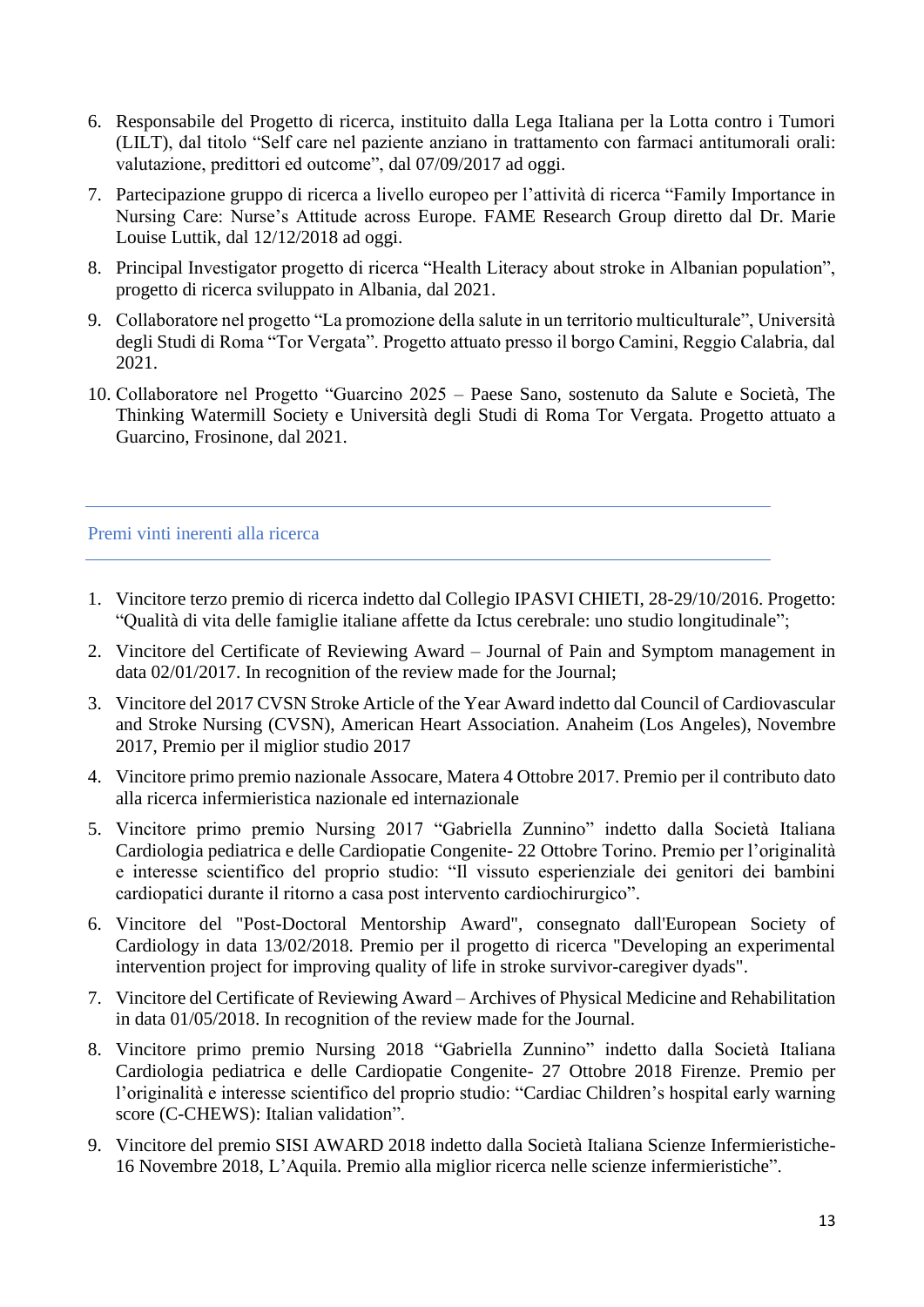6. Responsabile del Progetto di ricerca, instituito dalla Lega Italiana per la Lotta contro i Tumori (LILT), dal titolo "Self care nel paziente anziano in trattamento con farmaci antitumorali orali: valutazione, predittori ed outcome", dal 07/09/2017 ad oggi.
7. Partecipazione gruppo di ricerca a livello europeo per l'attività di ricerca "Family Importance in Nursing Care: Nurse's Attitude across Europe. FAME Research Group diretto dal Dr. Marie Louise Luttik, dal 12/12/2018 ad oggi.
8. Principal Investigator progetto di ricerca "Health Literacy about stroke in Albanian population", progetto di ricerca sviluppato in Albania, dal 2021.
9. Collaboratore nel progetto "La promozione della salute in un territorio multiculturale", Università degli Studi di Roma "Tor Vergata". Progetto attuato presso il borgo Camini, Reggio Calabria, dal 2021.
10. Collaboratore nel Progetto "Guarcino 2025 – Paese Sano, sostenuto da Salute e Società, The Thinking Watermill Society e Università degli Studi di Roma Tor Vergata. Progetto attuato a Guarcino, Frosinone, dal 2021.

## Premi vinti inerenti alla ricerca

1. Vincitore terzo premio di ricerca indetto dal Collegio IPASVI CHIETI, 28-29/10/2016. Progetto: "Qualità di vita delle famiglie italiane affette da Ictus cerebrale: uno studio longitudinale";
2. Vincitore del Certificate of Reviewing Award – Journal of Pain and Symptom management in data 02/01/2017. In recognition of the review made for the Journal;
3. Vincitore del 2017 CVSN Stroke Article of the Year Award indetto dal Council of Cardiovascular and Stroke Nursing (CVSN), American Heart Association. Anaheim (Los Angeles), Novembre 2017, Premio per il miglior studio 2017
4. Vincitore primo premio nazionale Assocare, Matera 4 Ottobre 2017. Premio per il contributo dato alla ricerca infermieristica nazionale ed internazionale
5. Vincitore primo premio Nursing 2017 "Gabriella Zunnino" indetto dalla Società Italiana Cardiologia pediatrica e delle Cardiopatie Congenite- 22 Ottobre Torino. Premio per l'originalità e interesse scientifico del proprio studio: "Il vissuto esperienziale dei genitori dei bambini cardiopatici durante il ritorno a casa post intervento cardiochirurgico".
6. Vincitore del "Post-Doctoral Mentorship Award", consegnato dall'European Society of Cardiology in data 13/02/2018. Premio per il progetto di ricerca "Developing an experimental intervention project for improving quality of life in stroke survivor-caregiver dyads".
7. Vincitore del Certificate of Reviewing Award – Archives of Physical Medicine and Rehabilitation in data 01/05/2018. In recognition of the review made for the Journal.
8. Vincitore primo premio Nursing 2018 "Gabriella Zunnino" indetto dalla Società Italiana Cardiologia pediatrica e delle Cardiopatie Congenite- 27 Ottobre 2018 Firenze. Premio per l'originalità e interesse scientifico del proprio studio: "Cardiac Children's hospital early warning score (C-CHEWS): Italian validation".
9. Vincitore del premio SISI AWARD 2018 indetto dalla Società Italiana Scienze Infermieristiche- 16 Novembre 2018, L'Aquila. Premio alla miglior ricerca nelle scienze infermieristiche".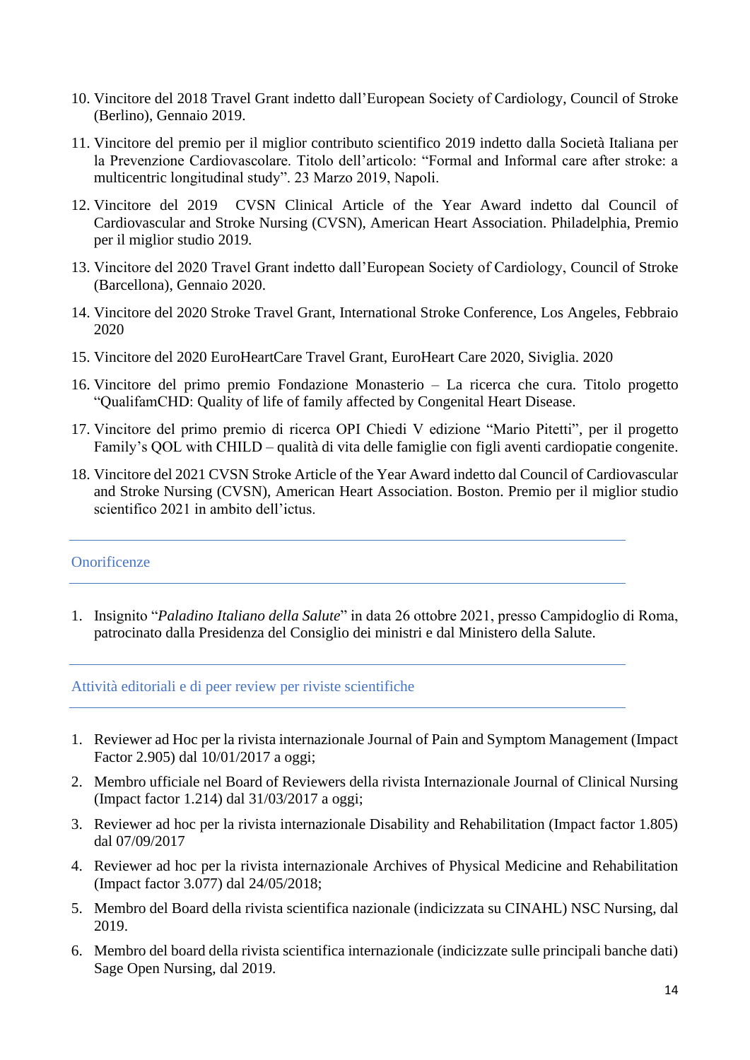10. Vincitore del 2018 Travel Grant indetto dall'European Society of Cardiology, Council of Stroke (Berlino), Gennaio 2019.
11. Vincitore del premio per il miglior contributo scientifico 2019 indetto dalla Società Italiana per la Prevenzione Cardiovascolare. Titolo dell'articolo: "Formal and Informal care after stroke: a multicentric longitudinal study". 23 Marzo 2019, Napoli.
12. Vincitore del 2019 CVSN Clinical Article of the Year Award indetto dal Council of Cardiovascular and Stroke Nursing (CVSN), American Heart Association. Philadelphia, Premio per il miglior studio 2019.
13. Vincitore del 2020 Travel Grant indetto dall'European Society of Cardiology, Council of Stroke (Barcellona), Gennaio 2020.
14. Vincitore del 2020 Stroke Travel Grant, International Stroke Conference, Los Angeles, Febbraio 2020
15. Vincitore del 2020 EuroHeartCare Travel Grant, EuroHeart Care 2020, Siviglia. 2020
16. Vincitore del primo premio Fondazione Monasterio – La ricerca che cura. Titolo progetto "QualifamCHD: Quality of life of family affected by Congenital Heart Disease.
17. Vincitore del primo premio di ricerca OPI Chiedi V edizione "Mario Pitetti", per il progetto Family's QOL with CHILD – qualità di vita delle famiglie con figli aventi cardiopatie congenite.
18. Vincitore del 2021 CVSN Stroke Article of the Year Award indetto dal Council of Cardiovascular and Stroke Nursing (CVSN), American Heart Association. Boston. Premio per il miglior studio scientifico 2021 in ambito dell'ictus.

## Onorificenze

1. Insignito "*Paladino Italiano della Salute*" in data 26 ottobre 2021, presso Campidoglio di Roma, patrocinato dalla Presidenza del Consiglio dei ministri e dal Ministero della Salute.

## Attività editoriali e di peer review per riviste scientifiche

1. Reviewer ad Hoc per la rivista internazionale Journal of Pain and Symptom Management (Impact Factor 2.905) dal 10/01/2017 a oggi;
2. Membro ufficiale nel Board of Reviewers della rivista Internazionale Journal of Clinical Nursing (Impact factor 1.214) dal 31/03/2017 a oggi;
3. Reviewer ad hoc per la rivista internazionale Disability and Rehabilitation (Impact factor 1.805) dal 07/09/2017
4. Reviewer ad hoc per la rivista internazionale Archives of Physical Medicine and Rehabilitation (Impact factor 3.077) dal 24/05/2018;
5. Membro del Board della rivista scientifica nazionale (indicizzata su CINAHL) NSC Nursing, dal 2019.
6. Membro del board della rivista scientifica internazionale (indicizzate sulle principali banche dati) Sage Open Nursing, dal 2019.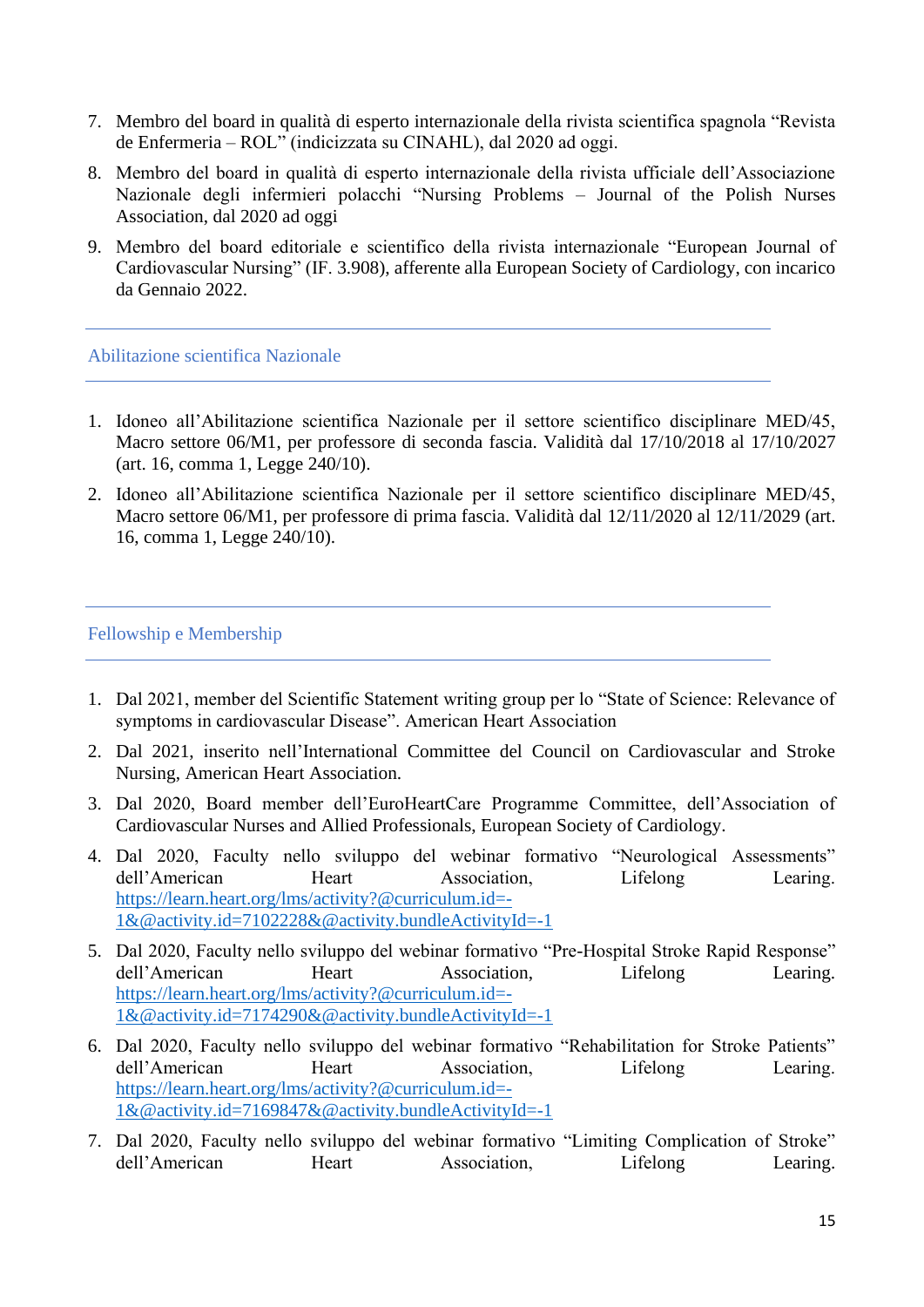7. Membro del board in qualità di esperto internazionale della rivista scientifica spagnola "Revista de Enfermeria – ROL" (indicizzata su CINAHL), dal 2020 ad oggi.
8. Membro del board in qualità di esperto internazionale della rivista ufficiale dell'Associazione Nazionale degli infermieri polacchi "Nursing Problems – Journal of the Polish Nurses Association, dal 2020 ad oggi
9. Membro del board editoriale e scientifico della rivista internazionale "European Journal of Cardiovascular Nursing" (IF. 3.908), afferente alla European Society of Cardiology, con incarico da Gennaio 2022.

## Abilitazione scientifica Nazionale

1. Idoneo all'Abilitazione scientifica Nazionale per il settore scientifico disciplinare MED/45, Macro settore 06/M1, per professore di seconda fascia. Validità dal 17/10/2018 al 17/10/2027 (art. 16, comma 1, Legge 240/10).
2. Idoneo all'Abilitazione scientifica Nazionale per il settore scientifico disciplinare MED/45, Macro settore 06/M1, per professore di prima fascia. Validità dal 12/11/2020 al 12/11/2029 (art. 16, comma 1, Legge 240/10).

## Fellowship e Membership

1. Dal 2021, member del Scientific Statement writing group per lo "State of Science: Relevance of symptoms in cardiovascular Disease". American Heart Association
2. Dal 2021, inserito nell'International Committee del Council on Cardiovascular and Stroke Nursing, American Heart Association.
3. Dal 2020, Board member dell'EuroHeartCare Programme Committee, dell'Association of Cardiovascular Nurses and Allied Professionals, European Society of Cardiology.
4. Dal 2020, Faculty nello sviluppo del webinar formativo "Neurological Assessments" dell'American Heart Association, Lifelong Learing. https://learn.heart.org/lms/activity?@curriculum.id=-1&@activity.id=7102228&@activity.bundleActivityId=-1
5. Dal 2020, Faculty nello sviluppo del webinar formativo "Pre-Hospital Stroke Rapid Response" dell'American Heart Association, Lifelong Learing. https://learn.heart.org/lms/activity?@curriculum.id=-1&@activity.id=7174290&@activity.bundleActivityId=-1
6. Dal 2020, Faculty nello sviluppo del webinar formativo "Rehabilitation for Stroke Patients" dell'American Heart Association, Lifelong Learing. https://learn.heart.org/lms/activity?@curriculum.id=-1&@activity.id=7169847&@activity.bundleActivityId=-1
7. Dal 2020, Faculty nello sviluppo del webinar formativo "Limiting Complication of Stroke" dell'American Heart Association, Lifelong Learing.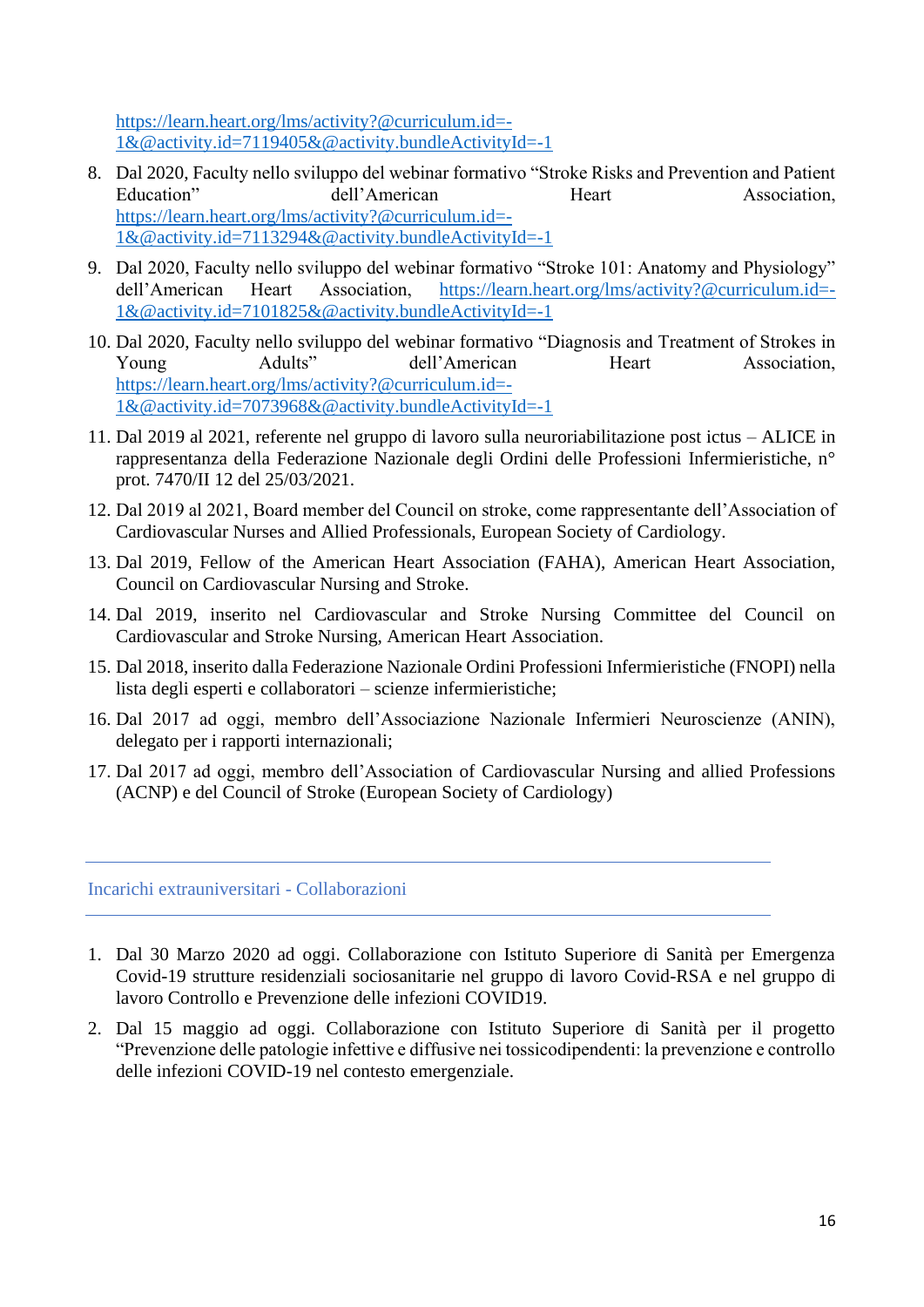https://learn.heart.org/lms/activity?@curriculum.id=-1&@activity.id=7119405&@activity.bundleActivityId=-1

8. Dal 2020, Faculty nello sviluppo del webinar formativo "Stroke Risks and Prevention and Patient Education" dell'American Heart Association, https://learn.heart.org/lms/activity?@curriculum.id=-1&@activity.id=7113294&@activity.bundleActivityId=-1
9. Dal 2020, Faculty nello sviluppo del webinar formativo "Stroke 101: Anatomy and Physiology" dell'American Heart Association, https://learn.heart.org/lms/activity?@curriculum.id=-1&@activity.id=7101825&@activity.bundleActivityId=-1
10. Dal 2020, Faculty nello sviluppo del webinar formativo "Diagnosis and Treatment of Strokes in Young Adults" dell'American Heart Association, https://learn.heart.org/lms/activity?@curriculum.id=-1&@activity.id=7073968&@activity.bundleActivityId=-1
11. Dal 2019 al 2021, referente nel gruppo di lavoro sulla neuroriabilitazione post ictus – ALICE in rappresentanza della Federazione Nazionale degli Ordini delle Professioni Infermieristiche, n° prot. 7470/II 12 del 25/03/2021.
12. Dal 2019 al 2021, Board member del Council on stroke, come rappresentante dell'Association of Cardiovascular Nurses and Allied Professionals, European Society of Cardiology.
13. Dal 2019, Fellow of the American Heart Association (FAHA), American Heart Association, Council on Cardiovascular Nursing and Stroke.
14. Dal 2019, inserito nel Cardiovascular and Stroke Nursing Committee del Council on Cardiovascular and Stroke Nursing, American Heart Association.
15. Dal 2018, inserito dalla Federazione Nazionale Ordini Professioni Infermieristiche (FNOPI) nella lista degli esperti e collaboratori – scienze infermieristiche;
16. Dal 2017 ad oggi, membro dell'Associazione Nazionale Infermieri Neuroscienze (ANIN), delegato per i rapporti internazionali;
17. Dal 2017 ad oggi, membro dell'Association of Cardiovascular Nursing and allied Professions (ACNP) e del Council of Stroke (European Society of Cardiology)

## Incarichi extrauniversitari - Collaborazioni

1. Dal 30 Marzo 2020 ad oggi. Collaborazione con Istituto Superiore di Sanità per Emergenza Covid-19 strutture residenziali sociosanitarie nel gruppo di lavoro Covid-RSA e nel gruppo di lavoro Controllo e Prevenzione delle infezioni COVID19.
2. Dal 15 maggio ad oggi. Collaborazione con Istituto Superiore di Sanità per il progetto "Prevenzione delle patologie infettive e diffusive nei tossicodipendenti: la prevenzione e controllo delle infezioni COVID-19 nel contesto emergenziale.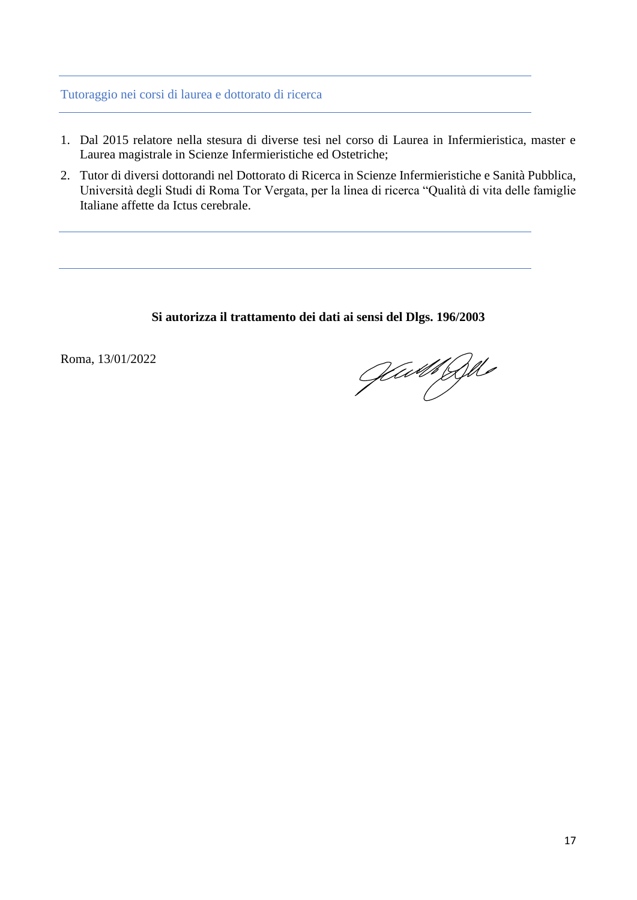## Tutoraggio nei corsi di laurea e dottorato di ricerca

1. Dal 2015 relatore nella stesura di diverse tesi nel corso di Laurea in Infermieristica, master e Laurea magistrale in Scienze Infermieristiche ed Ostetriche;
2. Tutor di diversi dottorandi nel Dottorato di Ricerca in Scienze Infermieristiche e Sanità Pubblica, Università degli Studi di Roma Tor Vergata, per la linea di ricerca "Qualità di vita delle famiglie Italiane affette da Ictus cerebrale.

**Si autorizza il trattamento dei dati ai sensi del Dlgs. 196/2003**

Roma, 13/01/2022